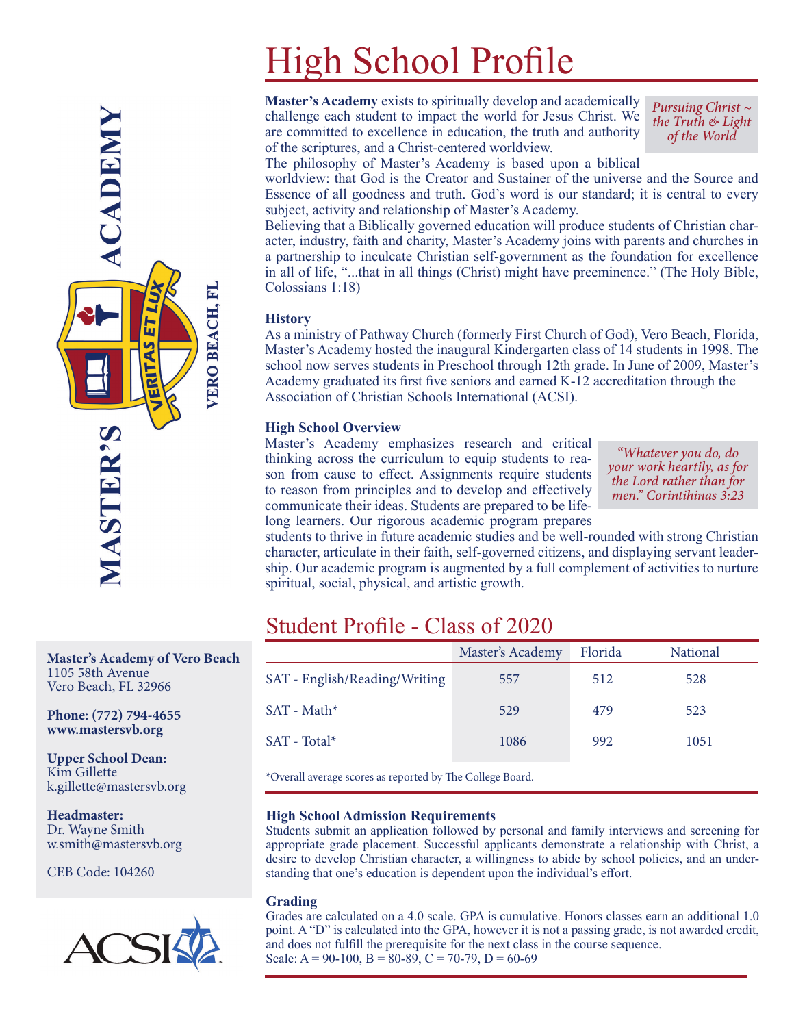# High School Profile

**Master's Academy** exists to spiritually develop and academically challenge each student to impact the world for Jesus Christ. We are committed to excellence in education, the truth and authority of the scriptures, and a Christ-centered worldview.

*Pursuing Christ ~ the Truth & Light of the World*

The philosophy of Master's Academy is based upon a biblical worldview: that God is the Creator and Sustainer of the universe and the Source and Essence of all goodness and truth. God's word is our standard; it is central to every subject, activity and relationship of Master's Academy.

Believing that a Biblically governed education will produce students of Christian character, industry, faith and charity, Master's Academy joins with parents and churches in a partnership to inculcate Christian self-government as the foundation for excellence in all of life, "...that in all things (Christ) might have preeminence." (The Holy Bible, Colossians 1:18)

### History

As a ministry of Pathway Church (formerly First Church of God), Vero Beach, Florida, Master's Academy hosted the inaugural Kindergarten class of 14 students in 1998. The school now serves students in Preschool through 12th grade. In June of 2009, Master's Academy graduated its first five seniors and earned K-12 accreditation through the Association of Christian Schools International (ACSI).

### High School Overview

Master's Academy emphasizes research and critical thinking across the curriculum to equip students to reason from cause to effect. Assignments require students to reason from principles and to develop and effectively communicate their ideas. Students are prepared to be life-long learners. Our rigorous academic program prepares students to thrive in future academic studies and be well-rounded with strong Christian character, articulate in their faith, self-governed citizens, and displaying servant leadership. Our academic program is augmented by a full complement of activities to nurture spiritual, social, physical, and artistic growth.

*"Whatever you do, do your work heartily, as for the Lord rather than for men." Corintihinas 3:23*

## Student Profile - Class of 2020

| | Master's Academy | Florida | National |
|---|---|---|---|
| SAT - English/Reading/Writing | 557 | 512 | 528 |
| SAT - Math* | 529 | 479 | 523 |
| SAT - Total* | 1086 | 992 | 1051 |

*Overall average scores as reported by The College Board.

### High School Admission Requirements

Students submit an application followed by personal and family interviews and screening for appropriate grade placement. Successful applicants demonstrate a relationship with Christ, a desire to develop Christian character, a willingness to abide by school policies, and an understanding that one's education is dependent upon the individual's effort.

### Grading

Grades are calculated on a 4.0 scale. GPA is cumulative. Honors classes earn an additional 1.0 point. A "D" is calculated into the GPA, however it is not a passing grade, is not awarded credit, and does not fulfill the prerequisite for the next class in the course sequence.

Scale: A = 90-100, B = 80-89, C = 70-79, D = 60-69

---

**MASTER'S ACADEMY**
VERITAS ET LUX
VERO BEACH, FL

**Master's Academy of Vero Beach**
1105 58th Avenue
Vero Beach, FL 32966

**Phone: (772) 794-4655**
**www.mastersvb.org**

**Upper School Dean:**
Kim Gillette
k.gillette@mastersvb.org

**Headmaster:**
Dr. Wayne Smith
w.smith@mastersvb.org

CEB Code: 104260

ACSI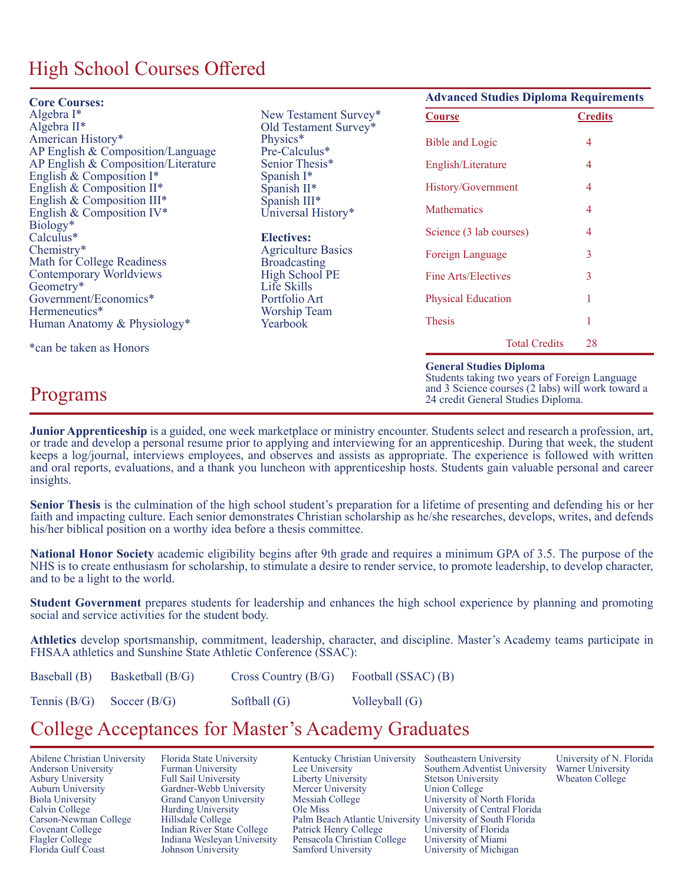# High School Courses Offered

**Core Courses:**

Algebra I*
Algebra II*
American History*
AP English & Composition/Language
AP English & Composition/Literature
English & Composition I*
English & Composition II*
English & Composition III*
English & Composition IV*
Biology*
Calculus*
Chemistry*
Math for College Readiness
Contemporary Worldviews
Geometry*
Government/Economics*
Hermeneutics*
Human Anatomy & Physiology*
New Testament Survey*
Old Testament Survey*
Physics*
Pre-Calculus*
Senior Thesis*
Spanish I*
Spanish II*
Spanish III*
Universal History*

*can be taken as Honors

**Electives:**

Agriculture Basics
Broadcasting
High School PE
Life Skills
Portfolio Art
Worship Team
Yearbook

**Advanced Studies Diploma Requirements**

| Course | Credits |
| --- | --- |
| Bible and Logic | 4 |
| English/Literature | 4 |
| History/Government | 4 |
| Mathematics | 4 |
| Science (3 lab courses) | 4 |
| Foreign Language | 3 |
| Fine Arts/Electives | 3 |
| Physical Education | 1 |
| Thesis | 1 |
| Total Credits | 28 |

**General Studies Diploma**
Students taking two years of Foreign Language and 3 Science courses (2 labs) will work toward a 24 credit General Studies Diploma.

# Programs

**Junior Apprenticeship** is a guided, one week marketplace or ministry encounter. Students select and research a profession, art, or trade and develop a personal resume prior to applying and interviewing for an apprenticeship. During that week, the student keeps a log/journal, interviews employees, and observes and assists as appropriate. The experience is followed with written and oral reports, evaluations, and a thank you luncheon with apprenticeship hosts. Students gain valuable personal and career insights.

**Senior Thesis** is the culmination of the high school student's preparation for a lifetime of presenting and defending his or her faith and impacting culture. Each senior demonstrates Christian scholarship as he/she researches, develops, writes, and defends his/her biblical position on a worthy idea before a thesis committee.

**National Honor Society** academic eligibility begins after 9th grade and requires a minimum GPA of 3.5. The purpose of the NHS is to create enthusiasm for scholarship, to stimulate a desire to render service, to promote leadership, to develop character, and to be a light to the world.

**Student Government** prepares students for leadership and enhances the high school experience by planning and promoting social and service activities for the student body.

**Athletics** develop sportsmanship, commitment, leadership, character, and discipline. Master's Academy teams participate in FHSAA athletics and Sunshine State Athletic Conference (SSAC):

| | | | |
| --- | --- | --- | --- |
| Baseball (B) | Basketball (B/G) | Cross Country (B/G) | Football (SSAC) (B) |
| Tennis (B/G) | Soccer (B/G) | Softball (G) | Volleyball (G) |

# College Acceptances for Master's Academy Graduates

Abilene Christian University
Anderson University
Asbury University
Auburn University
Biola University
Calvin College
Carson-Newman College
Covenant College
Flagler College
Florida Gulf Coast
Florida State University
Furman University
Full Sail University
Gardner-Webb University
Grand Canyon University
Harding University
Hillsdale College
Indian River State College
Indiana Wesleyan University
Johnson University
Kentucky Christian University
Lee University
Liberty University
Mercer University
Messiah College
Ole Miss
Palm Beach Atlantic University
Patrick Henry College
Pensacola Christian College
Samford University
Southeastern University
Southern Adventist University
Stetson University
Union College
University of North Florida
University of Central Florida
University of South Florida
University of Florida
University of Miami
University of Michigan
University of N. Florida
Warner University
Wheaton College